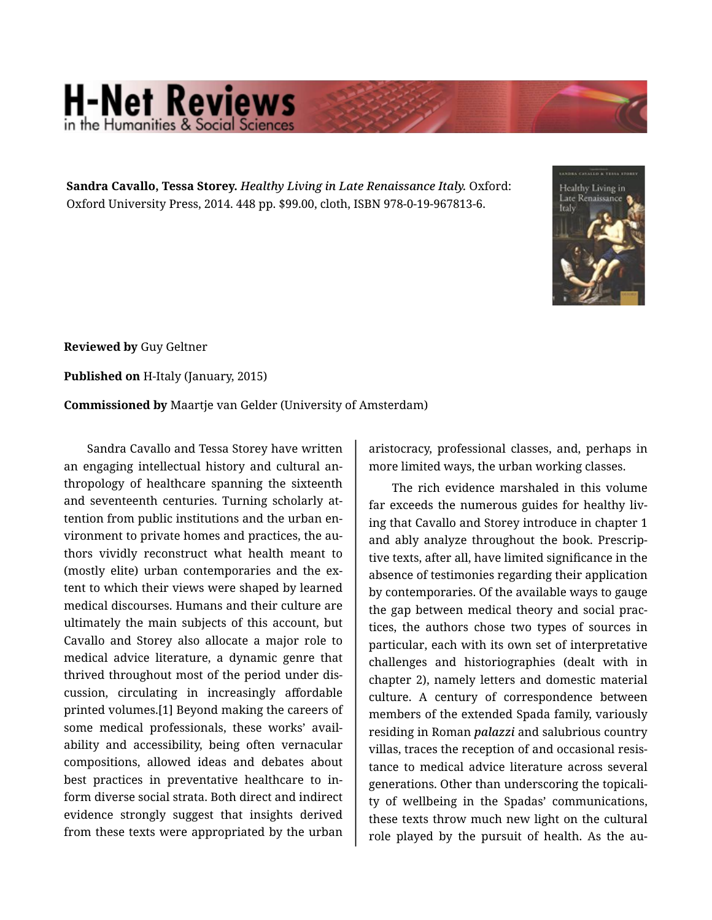**Sandra Cavallo, Tessa Storey.** *Healthy Living in Late Renaissance Italy.* Oxford: Oxford University Press, 2014. 448 pp. $99.00, cloth, ISBN 978-0-19-967813-6.

**Reviewed by** Guy Geltner

**Published on** H-Italy (January, 2015)

**Commissioned by** Maartje van Gelder (University of Amsterdam)

Sandra Cavallo and Tessa Storey have written an engaging intellectual history and cultural anthropology of healthcare spanning the sixteenth and seventeenth centuries. Turning scholarly attention from public institutions and the urban environment to private homes and practices, the authors vividly reconstruct what health meant to (mostly elite) urban contemporaries and the extent to which their views were shaped by learned medical discourses. Humans and their culture are ultimately the main subjects of this account, but Cavallo and Storey also allocate a major role to medical advice literature, a dynamic genre that thrived throughout most of the period under discussion, circulating in increasingly affordable printed volumes.[1] Beyond making the careers of some medical professionals, these works' availability and accessibility, being often vernacular compositions, allowed ideas and debates about best practices in preventative healthcare to inform diverse social strata. Both direct and indirect evidence strongly suggest that insights derived from these texts were appropriated by the urban aristocracy, professional classes, and, perhaps in more limited ways, the urban working classes.

The rich evidence marshaled in this volume far exceeds the numerous guides for healthy living that Cavallo and Storey introduce in chapter 1 and ably analyze throughout the book. Prescriptive texts, after all, have limited significance in the absence of testimonies regarding their application by contemporaries. Of the available ways to gauge the gap between medical theory and social practices, the authors chose two types of sources in particular, each with its own set of interpretative challenges and historiographies (dealt with in chapter 2), namely letters and domestic material culture. A century of correspondence between members of the extended Spada family, variously residing in Roman *palazzi* and salubrious country villas, traces the reception of and occasional resistance to medical advice literature across several generations. Other than underscoring the topicality of wellbeing in the Spadas' communications, these texts throw much new light on the cultural role played by the pursuit of health. As the au-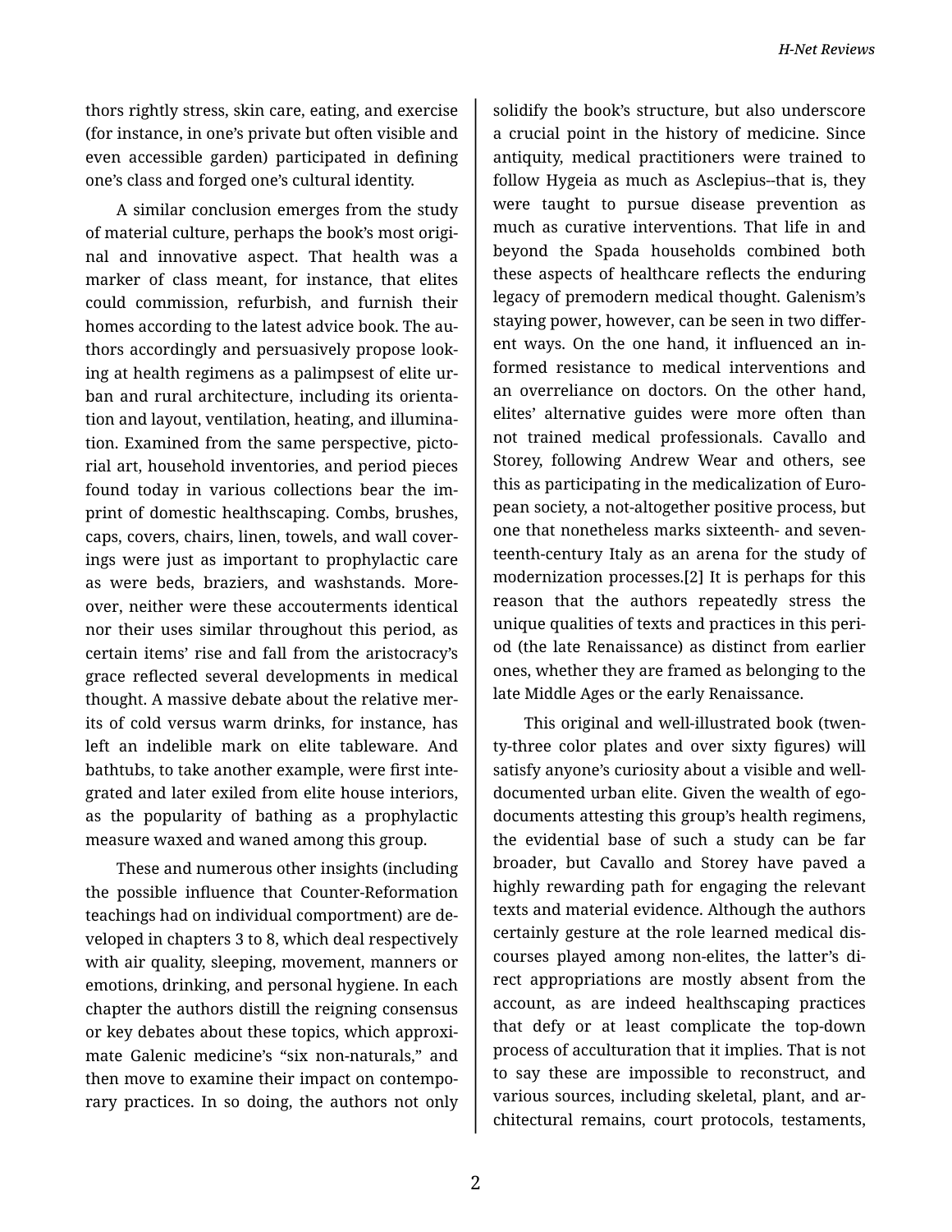thors rightly stress, skin care, eating, and exercise (for instance, in one's private but often visible and even accessible garden) participated in defining one's class and forged one's cultural identity.

A similar conclusion emerges from the study of material culture, perhaps the book's most original and innovative aspect. That health was a marker of class meant, for instance, that elites could commission, refurbish, and furnish their homes according to the latest advice book. The authors accordingly and persuasively propose looking at health regimens as a palimpsest of elite urban and rural architecture, including its orientation and layout, ventilation, heating, and illumination. Examined from the same perspective, pictorial art, household inventories, and period pieces found today in various collections bear the imprint of domestic healthscaping. Combs, brushes, caps, covers, chairs, linen, towels, and wall coverings were just as important to prophylactic care as were beds, braziers, and washstands. Moreover, neither were these accouterments identical nor their uses similar throughout this period, as certain items' rise and fall from the aristocracy's grace reflected several developments in medical thought. A massive debate about the relative merits of cold versus warm drinks, for instance, has left an indelible mark on elite tableware. And bathtubs, to take another example, were first integrated and later exiled from elite house interiors, as the popularity of bathing as a prophylactic measure waxed and waned among this group.

These and numerous other insights (including the possible influence that Counter-Reformation teachings had on individual comportment) are developed in chapters 3 to 8, which deal respectively with air quality, sleeping, movement, manners or emotions, drinking, and personal hygiene. In each chapter the authors distill the reigning consensus or key debates about these topics, which approximate Galenic medicine's "six non-naturals," and then move to examine their impact on contemporary practices. In so doing, the authors not only solidify the book's structure, but also underscore a crucial point in the history of medicine. Since antiquity, medical practitioners were trained to follow Hygeia as much as Asclepius--that is, they were taught to pursue disease prevention as much as curative interventions. That life in and beyond the Spada households combined both these aspects of healthcare reflects the enduring legacy of premodern medical thought. Galenism's staying power, however, can be seen in two different ways. On the one hand, it influenced an informed resistance to medical interventions and an overreliance on doctors. On the other hand, elites' alternative guides were more often than not trained medical professionals. Cavallo and Storey, following Andrew Wear and others, see this as participating in the medicalization of European society, a not-altogether positive process, but one that nonetheless marks sixteenth- and seventeenth-century Italy as an arena for the study of modernization processes.[2] It is perhaps for this reason that the authors repeatedly stress the unique qualities of texts and practices in this period (the late Renaissance) as distinct from earlier ones, whether they are framed as belonging to the late Middle Ages or the early Renaissance.

This original and well-illustrated book (twenty-three color plates and over sixty figures) will satisfy anyone's curiosity about a visible and well-documented urban elite. Given the wealth of ego-documents attesting this group's health regimens, the evidential base of such a study can be far broader, but Cavallo and Storey have paved a highly rewarding path for engaging the relevant texts and material evidence. Although the authors certainly gesture at the role learned medical discourses played among non-elites, the latter's direct appropriations are mostly absent from the account, as are indeed healthscaping practices that defy or at least complicate the top-down process of acculturation that it implies. That is not to say these are impossible to reconstruct, and various sources, including skeletal, plant, and architectural remains, court protocols, testaments,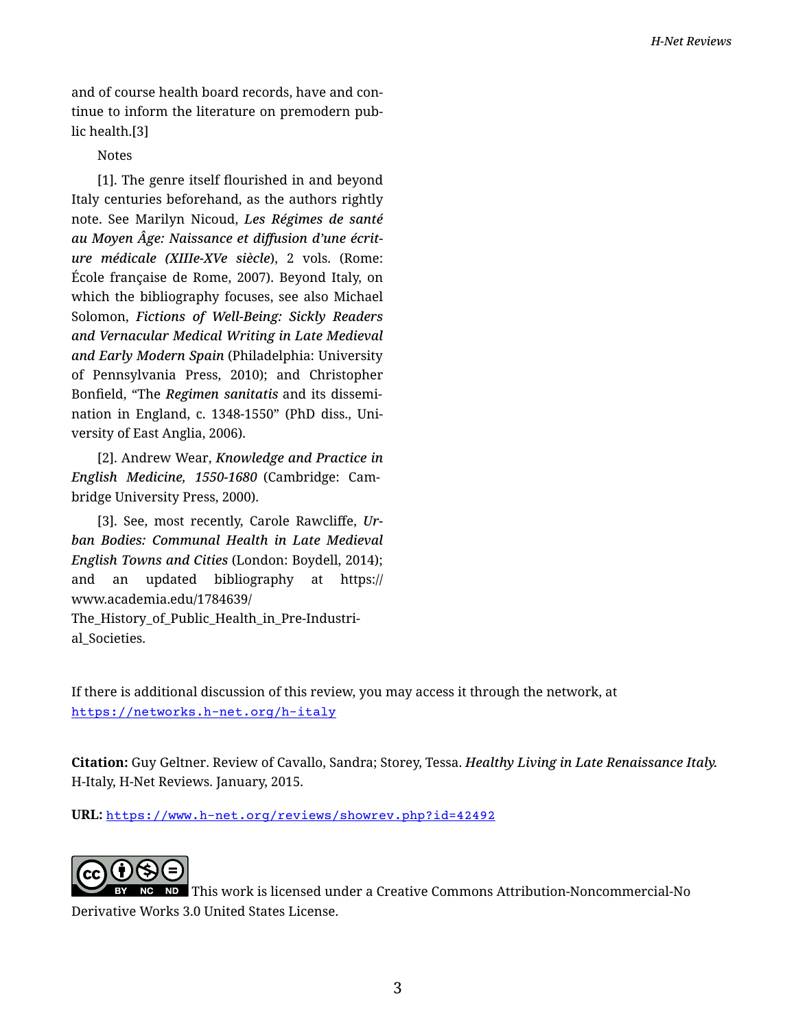and of course health board records, have and continue to inform the literature on premodern public health.[3]

Notes

[1]. The genre itself flourished in and beyond Italy centuries beforehand, as the authors rightly note. See Marilyn Nicoud, ***Les Régimes de santé au Moyen Âge: Naissance et diffusion d'une écriture médicale (XIIIe-XVe siècle)***, 2 vols. (Rome: École française de Rome, 2007). Beyond Italy, on which the bibliography focuses, see also Michael Solomon, ***Fictions of Well-Being: Sickly Readers and Vernacular Medical Writing in Late Medieval and Early Modern Spain*** (Philadelphia: University of Pennsylvania Press, 2010); and Christopher Bonfield, "The ***Regimen sanitatis*** and its dissemination in England, c. 1348-1550" (PhD diss., University of East Anglia, 2006).

[2]. Andrew Wear, ***Knowledge and Practice in English Medicine, 1550-1680*** (Cambridge: Cambridge University Press, 2000).

[3]. See, most recently, Carole Rawcliffe, ***Urban Bodies: Communal Health in Late Medieval English Towns and Cities*** (London: Boydell, 2014); and an updated bibliography at https://www.academia.edu/1784639/The_History_of_Public_Health_in_Pre-Industrial_Societies.

If there is additional discussion of this review, you may access it through the network, at https://networks.h-net.org/h-italy

**Citation:** Guy Geltner. Review of Cavallo, Sandra; Storey, Tessa. *Healthy Living in Late Renaissance Italy.* H-Italy, H-Net Reviews. January, 2015.

**URL:** https://www.h-net.org/reviews/showrev.php?id=42492

This work is licensed under a Creative Commons Attribution-Noncommercial-No Derivative Works 3.0 United States License.